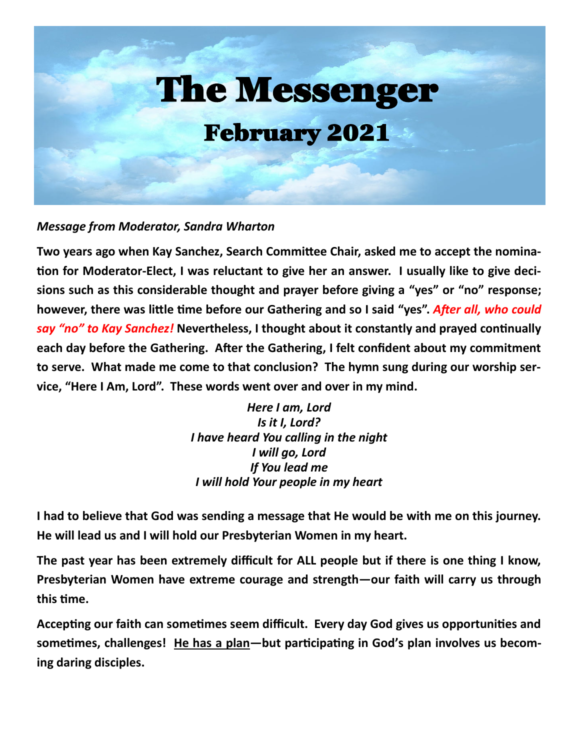# The Messenger

## February 2021

***Message from Moderator, Sandra Wharton***

**Two years ago when Kay Sanchez, Search Committee Chair, asked me to accept the nomination for Moderator-Elect, I was reluctant to give her an answer. I usually like to give decisions such as this considerable thought and prayer before giving a "yes" or "no" response; however, there was little time before our Gathering and so I said "yes". *After all, who could say "no" to Kay Sanchez!* Nevertheless, I thought about it constantly and prayed continually each day before the Gathering. After the Gathering, I felt confident about my commitment to serve. What made me come to that conclusion? The hymn sung during our worship service, "Here I Am, Lord". These words went over and over in my mind.**

***Here I am, Lord***
***Is it I, Lord?***
***I have heard You calling in the night***
***I will go, Lord***
***If You lead me***
***I will hold Your people in my heart***

**I had to believe that God was sending a message that He would be with me on this journey. He will lead us and I will hold our Presbyterian Women in my heart.**

**The past year has been extremely difficult for ALL people but if there is one thing I know, Presbyterian Women have extreme courage and strength—our faith will carry us through this time.**

**Accepting our faith can sometimes seem difficult. Every day God gives us opportunities and sometimes, challenges! <u>He has a plan</u>—but participating in God's plan involves us becoming daring disciples.**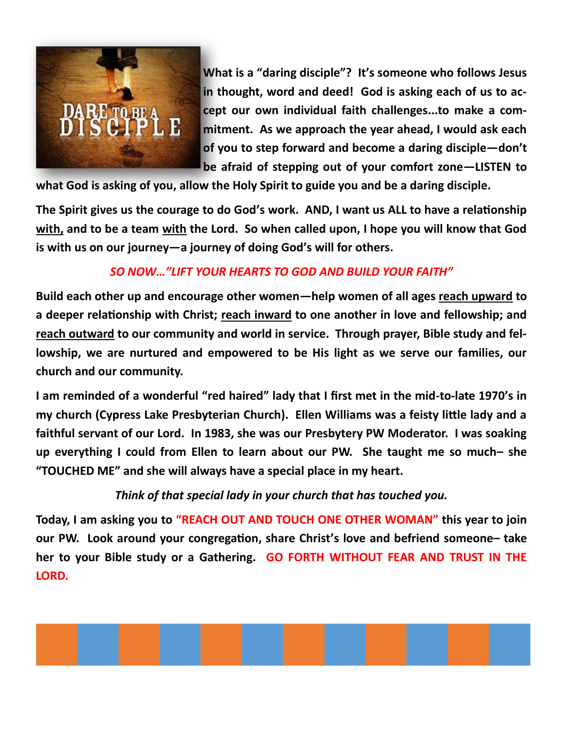**What is a "daring disciple"? It's someone who follows Jesus in thought, word and deed! God is asking each of us to accept our own individual faith challenges...to make a commitment. As we approach the year ahead, I would ask each of you to step forward and become a daring disciple—don't be afraid of stepping out of your comfort zone—LISTEN to what God is asking of you, allow the Holy Spirit to guide you and be a daring disciple.**

**The Spirit gives us the courage to do God's work. AND, I want us ALL to have a relationship <u>with,</u> and to be a team <u>with</u> the Lord. So when called upon, I hope you will know that God is with us on our journey—a journey of doing God's will for others.**

***SO NOW…"LIFT YOUR HEARTS TO GOD AND BUILD YOUR FAITH"***

**Build each other up and encourage other women—help women of all ages <u>reach upward</u> to a deeper relationship with Christ; <u>reach inward</u> to one another in love and fellowship; and <u>reach outward</u> to our community and world in service. Through prayer, Bible study and fellowship, we are nurtured and empowered to be His light as we serve our families, our church and our community.**

**I am reminded of a wonderful "red haired" lady that I first met in the mid-to-late 1970's in my church (Cypress Lake Presbyterian Church). Ellen Williams was a feisty little lady and a faithful servant of our Lord. In 1983, she was our Presbytery PW Moderator. I was soaking up everything I could from Ellen to learn about our PW. She taught me so much– she "TOUCHED ME" and she will always have a special place in my heart.**

***Think of that special lady in your church that has touched you.***

**Today, I am asking you to "REACH OUT AND TOUCH ONE OTHER WOMAN" this year to join our PW. Look around your congregation, share Christ's love and befriend someone– take her to your Bible study or a Gathering. GO FORTH WITHOUT FEAR AND TRUST IN THE LORD.**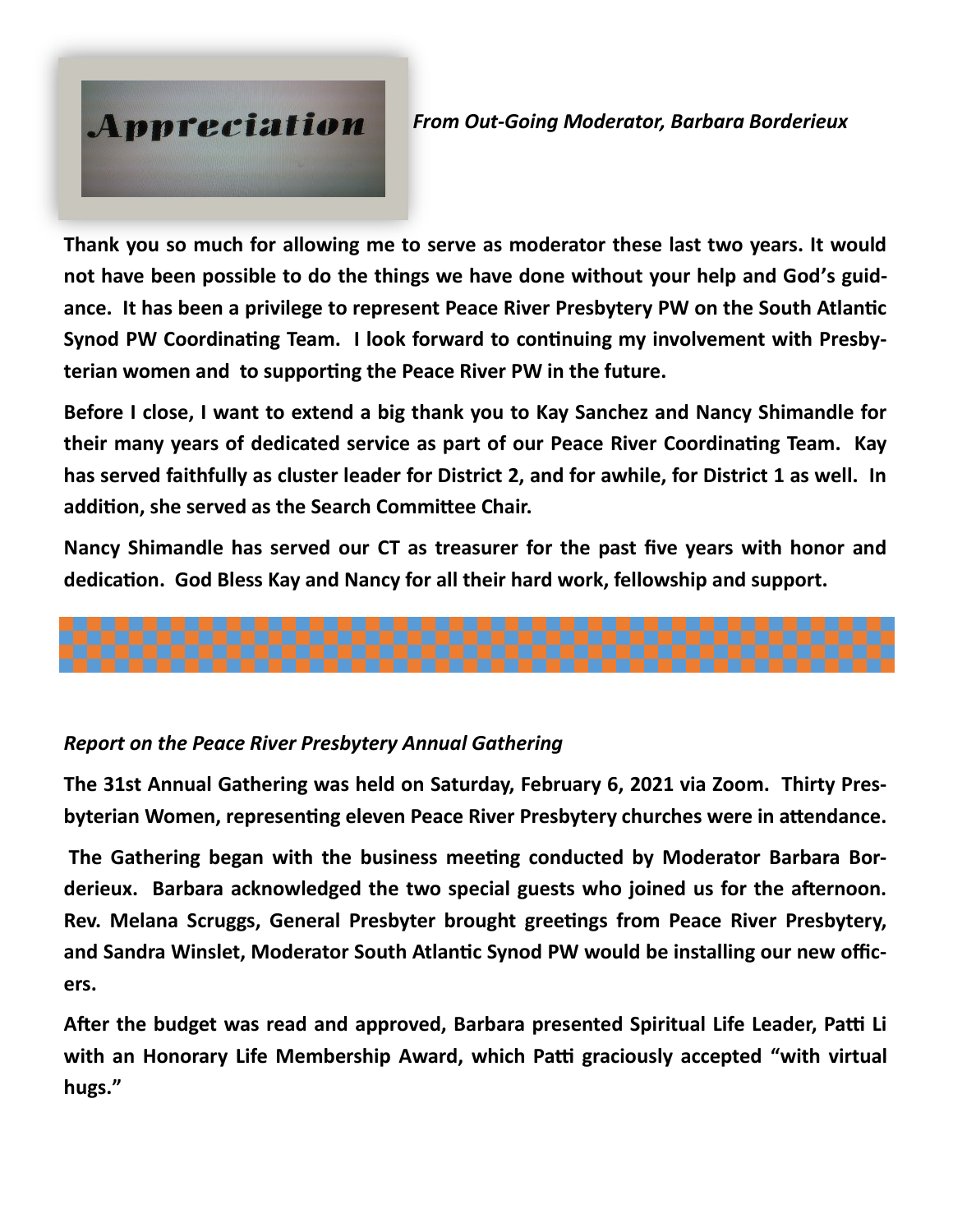# Appreciation

*From Out-Going Moderator, Barbara Borderieux*

**Thank you so much for allowing me to serve as moderator these last two years. It would not have been possible to do the things we have done without your help and God's guidance. It has been a privilege to represent Peace River Presbytery PW on the South Atlantic Synod PW Coordinating Team. I look forward to continuing my involvement with Presbyterian women and to supporting the Peace River PW in the future.**

**Before I close, I want to extend a big thank you to Kay Sanchez and Nancy Shimandle for their many years of dedicated service as part of our Peace River Coordinating Team. Kay has served faithfully as cluster leader for District 2, and for awhile, for District 1 as well. In addition, she served as the Search Committee Chair.**

**Nancy Shimandle has served our CT as treasurer for the past five years with honor and dedication. God Bless Kay and Nancy for all their hard work, fellowship and support.**

---

*Report on the Peace River Presbytery Annual Gathering*

**The 31st Annual Gathering was held on Saturday, February 6, 2021 via Zoom. Thirty Presbyterian Women, representing eleven Peace River Presbytery churches were in attendance.**

**The Gathering began with the business meeting conducted by Moderator Barbara Borderieux. Barbara acknowledged the two special guests who joined us for the afternoon. Rev. Melana Scruggs, General Presbyter brought greetings from Peace River Presbytery, and Sandra Winslet, Moderator South Atlantic Synod PW would be installing our new officers.**

**After the budget was read and approved, Barbara presented Spiritual Life Leader, Patti Li with an Honorary Life Membership Award, which Patti graciously accepted "with virtual hugs."**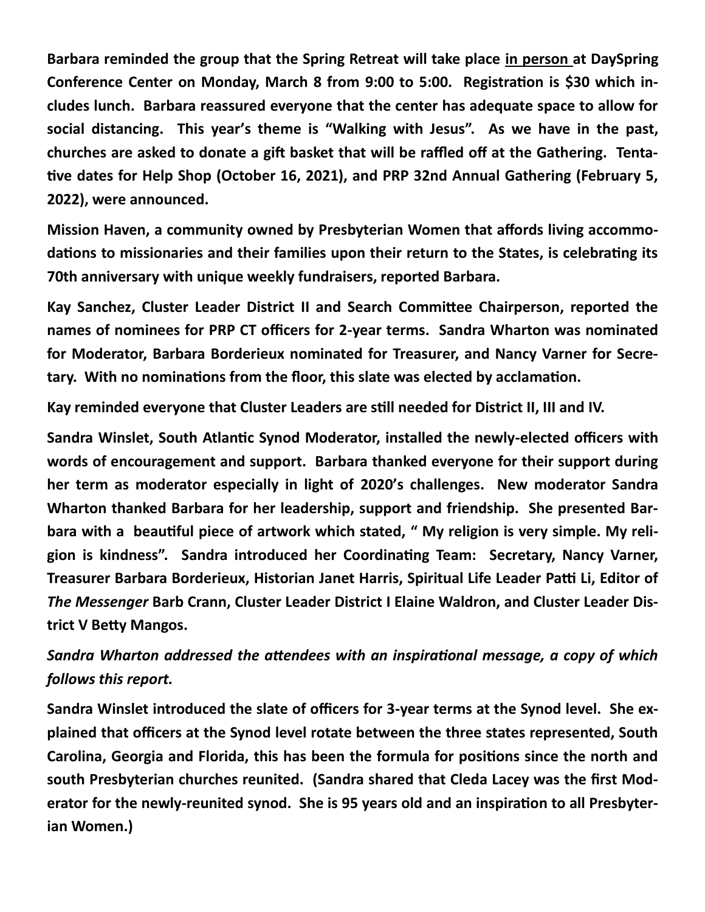**Barbara reminded the group that the Spring Retreat will take place <u>in person</u> at DaySpring Conference Center on Monday, March 8 from 9:00 to 5:00. Registration is $30 which includes lunch. Barbara reassured everyone that the center has adequate space to allow for social distancing. This year's theme is "Walking with Jesus". As we have in the past, churches are asked to donate a gift basket that will be raffled off at the Gathering. Tentative dates for Help Shop (October 16, 2021), and PRP 32nd Annual Gathering (February 5, 2022), were announced.**

**Mission Haven, a community owned by Presbyterian Women that affords living accommodations to missionaries and their families upon their return to the States, is celebrating its 70th anniversary with unique weekly fundraisers, reported Barbara.**

**Kay Sanchez, Cluster Leader District II and Search Committee Chairperson, reported the names of nominees for PRP CT officers for 2-year terms. Sandra Wharton was nominated for Moderator, Barbara Borderieux nominated for Treasurer, and Nancy Varner for Secretary. With no nominations from the floor, this slate was elected by acclamation.**

**Kay reminded everyone that Cluster Leaders are still needed for District II, III and IV.**

**Sandra Winslet, South Atlantic Synod Moderator, installed the newly-elected officers with words of encouragement and support. Barbara thanked everyone for their support during her term as moderator especially in light of 2020's challenges. New moderator Sandra Wharton thanked Barbara for her leadership, support and friendship. She presented Barbara with a beautiful piece of artwork which stated, " My religion is very simple. My religion is kindness". Sandra introduced her Coordinating Team: Secretary, Nancy Varner, Treasurer Barbara Borderieux, Historian Janet Harris, Spiritual Life Leader Patti Li, Editor of *The Messenger* Barb Crann, Cluster Leader District I Elaine Waldron, and Cluster Leader District V Betty Mangos.**

***Sandra Wharton addressed the attendees with an inspirational message, a copy of which follows this report.***

**Sandra Winslet introduced the slate of officers for 3-year terms at the Synod level. She explained that officers at the Synod level rotate between the three states represented, South Carolina, Georgia and Florida, this has been the formula for positions since the north and south Presbyterian churches reunited. (Sandra shared that Cleda Lacey was the first Moderator for the newly-reunited synod. She is 95 years old and an inspiration to all Presbyterian Women.)**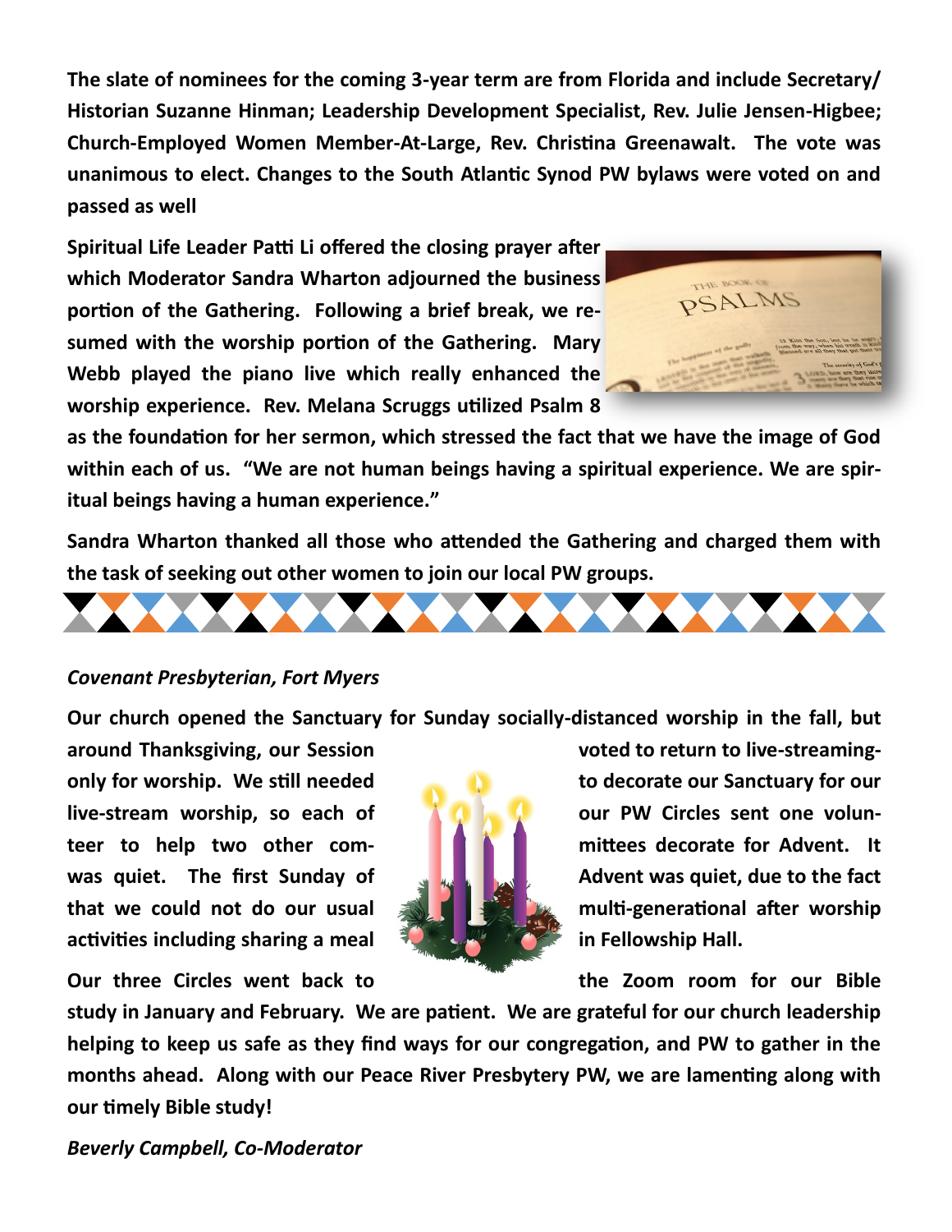**The slate of nominees for the coming 3-year term are from Florida and include Secretary/ Historian Suzanne Hinman; Leadership Development Specialist, Rev. Julie Jensen-Higbee; Church-Employed Women Member-At-Large, Rev. Christina Greenawalt. The vote was unanimous to elect. Changes to the South Atlantic Synod PW bylaws were voted on and passed as well**

**Spiritual Life Leader Patti Li offered the closing prayer after which Moderator Sandra Wharton adjourned the business portion of the Gathering. Following a brief break, we resumed with the worship portion of the Gathering. Mary Webb played the piano live which really enhanced the worship experience. Rev. Melana Scruggs utilized Psalm 8 as the foundation for her sermon, which stressed the fact that we have the image of God within each of us. "We are not human beings having a spiritual experience. We are spiritual beings having a human experience."**

**Sandra Wharton thanked all those who attended the Gathering and charged them with the task of seeking out other women to join our local PW groups.**

***Covenant Presbyterian, Fort Myers***

**Our church opened the Sanctuary for Sunday socially-distanced worship in the fall, but around Thanksgiving, our Session voted to return to live-streaming-only for worship. We still needed to decorate our Sanctuary for our live-stream worship, so each of our PW Circles sent one volunteer to help two other committees decorate for Advent. It was quiet. The first Sunday of Advent was quiet, due to the fact that we could not do our usual multi-generational after worship activities including sharing a meal in Fellowship Hall.**

**Our three Circles went back to the Zoom room for our Bible study in January and February. We are patient. We are grateful for our church leadership helping to keep us safe as they find ways for our congregation, and PW to gather in the months ahead. Along with our Peace River Presbytery PW, we are lamenting along with our timely Bible study!**

***Beverly Campbell, Co-Moderator***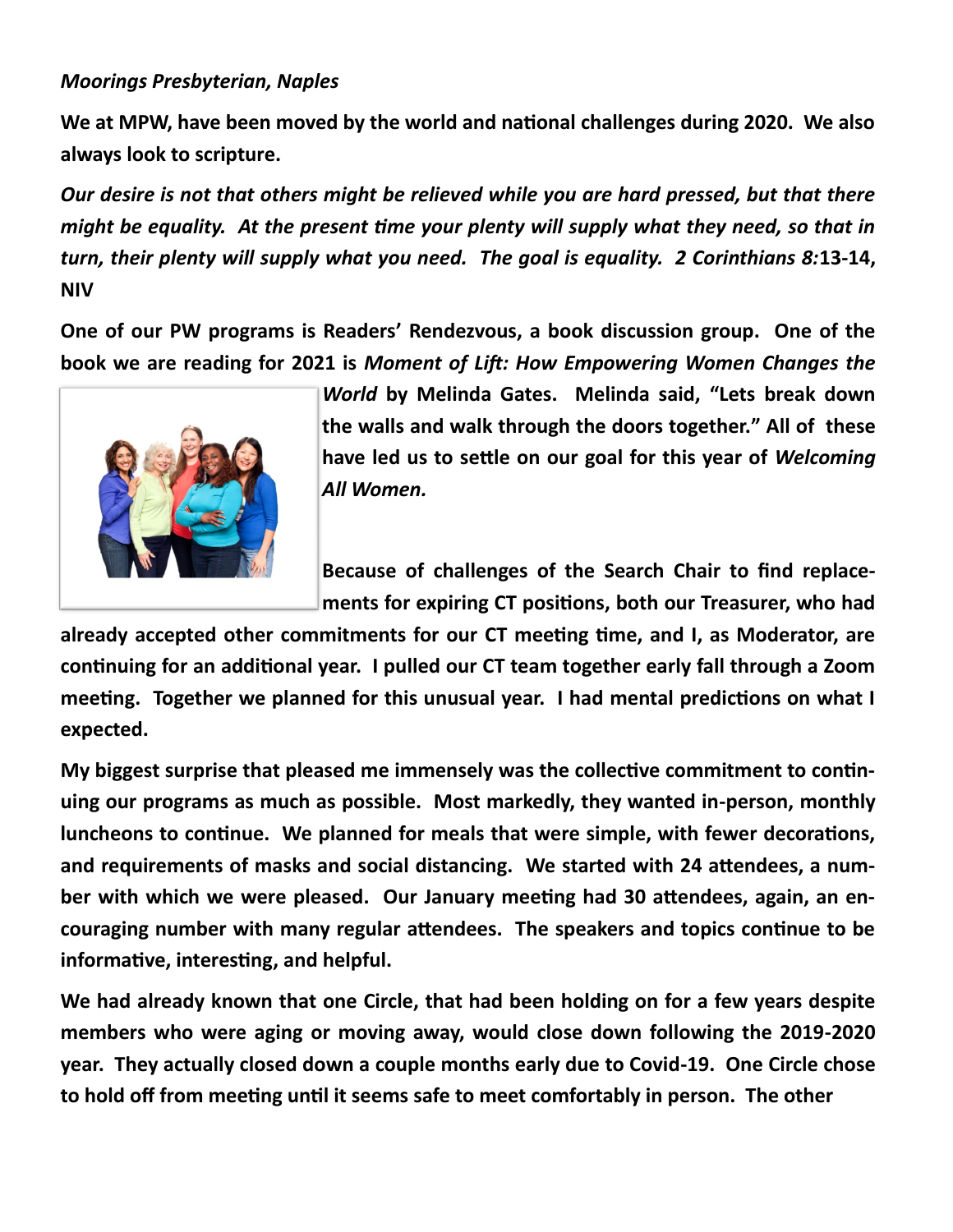*Moorings Presbyterian, Naples*

**We at MPW, have been moved by the world and national challenges during 2020. We also always look to scripture.**

***Our desire is not that others might be relieved while you are hard pressed, but that there might be equality. At the present time your plenty will supply what they need, so that in turn, their plenty will supply what you need. The goal is equality. 2 Corinthians 8:*13-14, NIV**

**One of our PW programs is Readers' Rendezvous, a book discussion group. One of the book we are reading for 2021 is *Moment of Lift: How Empowering Women Changes the World* by Melinda Gates. Melinda said, "Lets break down the walls and walk through the doors together." All of these have led us to settle on our goal for this year of *Welcoming All Women.***

**Because of challenges of the Search Chair to find replacements for expiring CT positions, both our Treasurer, who had already accepted other commitments for our CT meeting time, and I, as Moderator, are continuing for an additional year. I pulled our CT team together early fall through a Zoom meeting. Together we planned for this unusual year. I had mental predictions on what I expected.**

**My biggest surprise that pleased me immensely was the collective commitment to continuing our programs as much as possible. Most markedly, they wanted in-person, monthly luncheons to continue. We planned for meals that were simple, with fewer decorations, and requirements of masks and social distancing. We started with 24 attendees, a number with which we were pleased. Our January meeting had 30 attendees, again, an encouraging number with many regular attendees. The speakers and topics continue to be informative, interesting, and helpful.**

**We had already known that one Circle, that had been holding on for a few years despite members who were aging or moving away, would close down following the 2019-2020 year. They actually closed down a couple months early due to Covid-19. One Circle chose to hold off from meeting until it seems safe to meet comfortably in person. The other**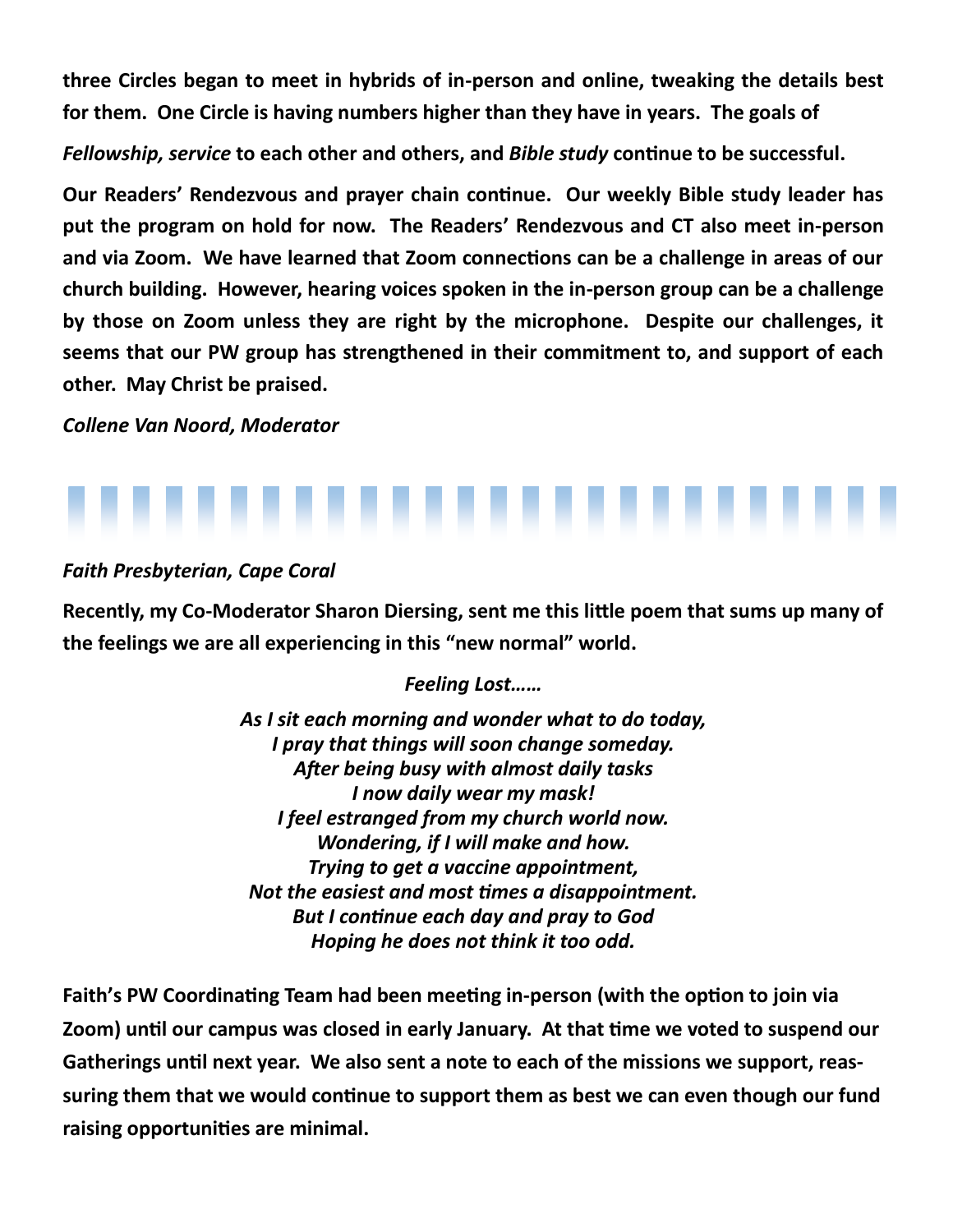**three Circles began to meet in hybrids of in-person and online, tweaking the details best for them. One Circle is having numbers higher than they have in years. The goals of**

***Fellowship, service* to each other and others, and *Bible study* continue to be successful.**

**Our Readers' Rendezvous and prayer chain continue. Our weekly Bible study leader has put the program on hold for now. The Readers' Rendezvous and CT also meet in-person and via Zoom. We have learned that Zoom connections can be a challenge in areas of our church building. However, hearing voices spoken in the in-person group can be a challenge by those on Zoom unless they are right by the microphone. Despite our challenges, it seems that our PW group has strengthened in their commitment to, and support of each other. May Christ be praised.**

***Collene Van Noord, Moderator***

---

***Faith Presbyterian, Cape Coral***

**Recently, my Co-Moderator Sharon Diersing, sent me this little poem that sums up many of the feelings we are all experiencing in this "new normal" world.**

***Feeling Lost……***

***As I sit each morning and wonder what to do today,***
***I pray that things will soon change someday.***
***After being busy with almost daily tasks***
***I now daily wear my mask!***
***I feel estranged from my church world now.***
***Wondering, if I will make and how.***
***Trying to get a vaccine appointment,***
***Not the easiest and most times a disappointment.***
***But I continue each day and pray to God***
***Hoping he does not think it too odd.***

**Faith's PW Coordinating Team had been meeting in-person (with the option to join via Zoom) until our campus was closed in early January. At that time we voted to suspend our Gatherings until next year. We also sent a note to each of the missions we support, reassuring them that we would continue to support them as best we can even though our fund raising opportunities are minimal.**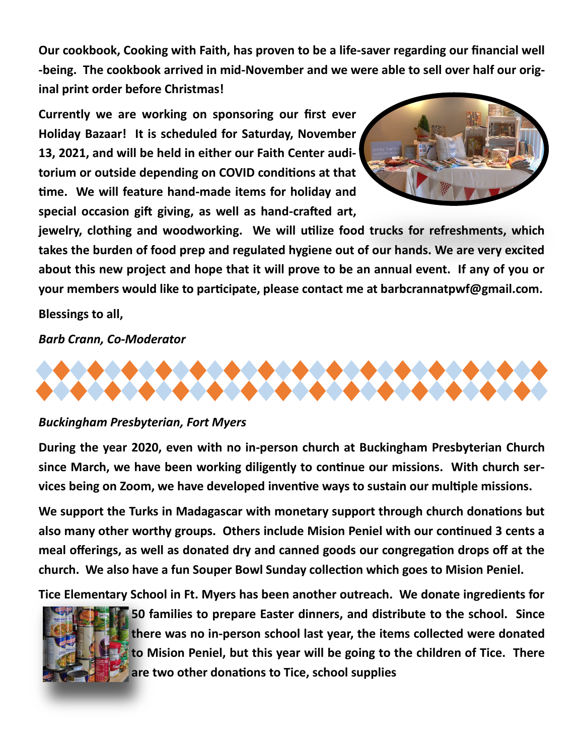**Our cookbook, Cooking with Faith, has proven to be a life-saver regarding our financial well-being. The cookbook arrived in mid-November and we were able to sell over half our original print order before Christmas!**

**Currently we are working on sponsoring our first ever Holiday Bazaar! It is scheduled for Saturday, November 13, 2021, and will be held in either our Faith Center auditorium or outside depending on COVID conditions at that time. We will feature hand-made items for holiday and special occasion gift giving, as well as hand-crafted art, jewelry, clothing and woodworking. We will utilize food trucks for refreshments, which takes the burden of food prep and regulated hygiene out of our hands. We are very excited about this new project and hope that it will prove to be an annual event. If any of you or your members would like to participate, please contact me at barbcrannatpwf@gmail.com.**

**Blessings to all,**

***Barb Crann, Co-Moderator***

***Buckingham Presbyterian, Fort Myers***

**During the year 2020, even with no in-person church at Buckingham Presbyterian Church since March, we have been working diligently to continue our missions. With church services being on Zoom, we have developed inventive ways to sustain our multiple missions.**

**We support the Turks in Madagascar with monetary support through church donations but also many other worthy groups. Others include Mision Peniel with our continued 3 cents a meal offerings, as well as donated dry and canned goods our congregation drops off at the church. We also have a fun Souper Bowl Sunday collection which goes to Mision Peniel.**

**Tice Elementary School in Ft. Myers has been another outreach. We donate ingredients for 50 families to prepare Easter dinners, and distribute to the school. Since there was no in-person school last year, the items collected were donated to Mision Peniel, but this year will be going to the children of Tice. There are two other donations to Tice, school supplies**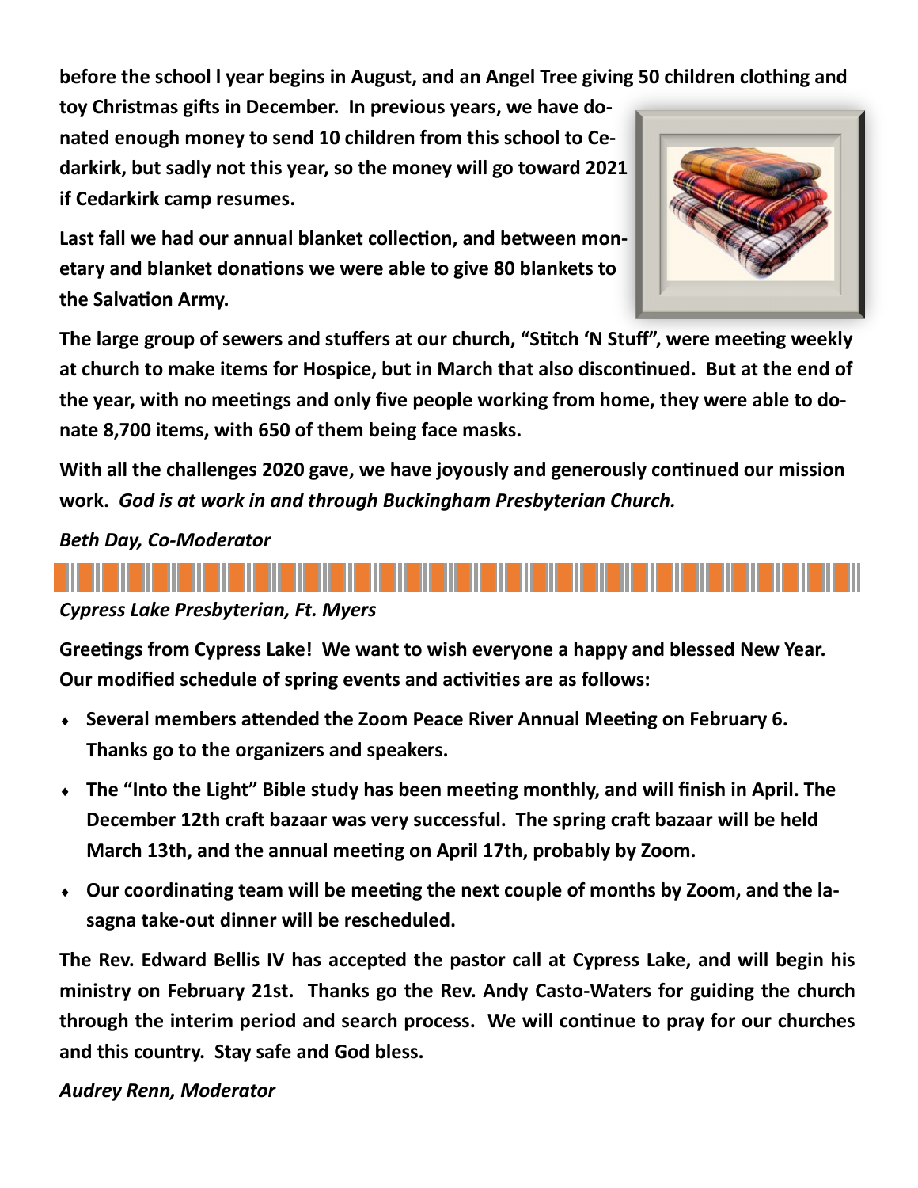**before the school l year begins in August, and an Angel Tree giving 50 children clothing and toy Christmas gifts in December. In previous years, we have donated enough money to send 10 children from this school to Cedarkirk, but sadly not this year, so the money will go toward 2021 if Cedarkirk camp resumes.**

**Last fall we had our annual blanket collection, and between monetary and blanket donations we were able to give 80 blankets to the Salvation Army.**

**The large group of sewers and stuffers at our church, "Stitch 'N Stuff", were meeting weekly at church to make items for Hospice, but in March that also discontinued. But at the end of the year, with no meetings and only five people working from home, they were able to donate 8,700 items, with 650 of them being face masks.**

**With all the challenges 2020 gave, we have joyously and generously continued our mission work.** ***God is at work in and through Buckingham Presbyterian Church.***

***Beth Day, Co-Moderator***

---

***Cypress Lake Presbyterian, Ft. Myers***

**Greetings from Cypress Lake! We want to wish everyone a happy and blessed New Year. Our modified schedule of spring events and activities are as follows:**

- **Several members attended the Zoom Peace River Annual Meeting on February 6. Thanks go to the organizers and speakers.**
- **The "Into the Light" Bible study has been meeting monthly, and will finish in April. The December 12th craft bazaar was very successful. The spring craft bazaar will be held March 13th, and the annual meeting on April 17th, probably by Zoom.**
- **Our coordinating team will be meeting the next couple of months by Zoom, and the lasagna take-out dinner will be rescheduled.**

**The Rev. Edward Bellis IV has accepted the pastor call at Cypress Lake, and will begin his ministry on February 21st. Thanks go the Rev. Andy Casto-Waters for guiding the church through the interim period and search process. We will continue to pray for our churches and this country. Stay safe and God bless.**

***Audrey Renn, Moderator***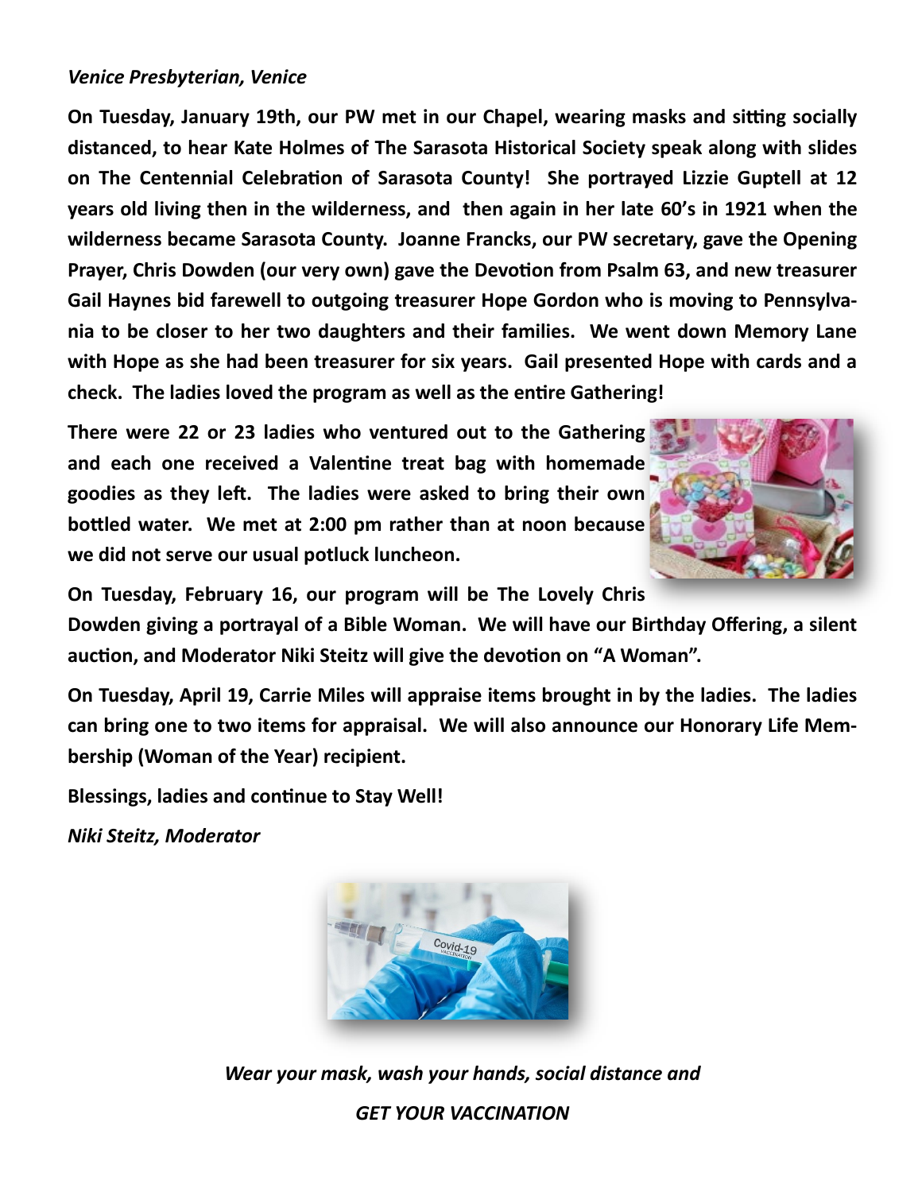*Venice Presbyterian, Venice*

**On Tuesday, January 19th, our PW met in our Chapel, wearing masks and sitting socially distanced, to hear Kate Holmes of The Sarasota Historical Society speak along with slides on The Centennial Celebration of Sarasota County! She portrayed Lizzie Guptell at 12 years old living then in the wilderness, and then again in her late 60's in 1921 when the wilderness became Sarasota County. Joanne Francks, our PW secretary, gave the Opening Prayer, Chris Dowden (our very own) gave the Devotion from Psalm 63, and new treasurer Gail Haynes bid farewell to outgoing treasurer Hope Gordon who is moving to Pennsylvania to be closer to her two daughters and their families. We went down Memory Lane with Hope as she had been treasurer for six years. Gail presented Hope with cards and a check. The ladies loved the program as well as the entire Gathering!**

**There were 22 or 23 ladies who ventured out to the Gathering and each one received a Valentine treat bag with homemade goodies as they left. The ladies were asked to bring their own bottled water. We met at 2:00 pm rather than at noon because we did not serve our usual potluck luncheon.**

**On Tuesday, February 16, our program will be The Lovely Chris Dowden giving a portrayal of a Bible Woman. We will have our Birthday Offering, a silent auction, and Moderator Niki Steitz will give the devotion on "A Woman".**

**On Tuesday, April 19, Carrie Miles will appraise items brought in by the ladies. The ladies can bring one to two items for appraisal. We will also announce our Honorary Life Membership (Woman of the Year) recipient.**

**Blessings, ladies and continue to Stay Well!**

***Niki Steitz, Moderator***

***Wear your mask, wash your hands, social distance and***

***GET YOUR VACCINATION***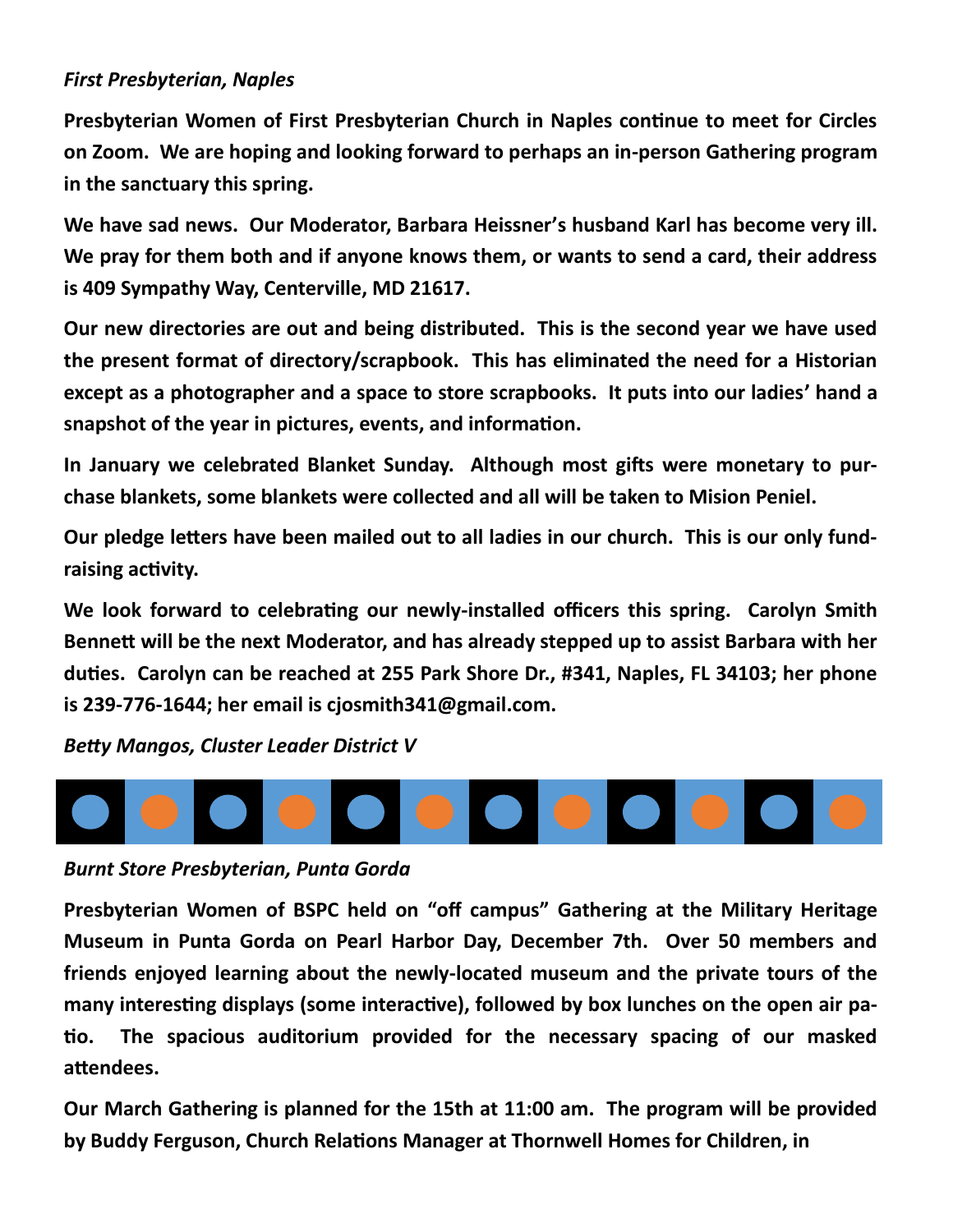*First Presbyterian, Naples*

**Presbyterian Women of First Presbyterian Church in Naples continue to meet for Circles on Zoom. We are hoping and looking forward to perhaps an in-person Gathering program in the sanctuary this spring.**

**We have sad news. Our Moderator, Barbara Heissner's husband Karl has become very ill. We pray for them both and if anyone knows them, or wants to send a card, their address is 409 Sympathy Way, Centerville, MD 21617.**

**Our new directories are out and being distributed. This is the second year we have used the present format of directory/scrapbook. This has eliminated the need for a Historian except as a photographer and a space to store scrapbooks. It puts into our ladies' hand a snapshot of the year in pictures, events, and information.**

**In January we celebrated Blanket Sunday. Although most gifts were monetary to purchase blankets, some blankets were collected and all will be taken to Mision Peniel.**

**Our pledge letters have been mailed out to all ladies in our church. This is our only fundraising activity.**

**We look forward to celebrating our newly-installed officers this spring. Carolyn Smith Bennett will be the next Moderator, and has already stepped up to assist Barbara with her duties. Carolyn can be reached at 255 Park Shore Dr., #341, Naples, FL 34103; her phone is 239-776-1644; her email is cjosmith341@gmail.com.**

*Betty Mangos, Cluster Leader District V*

*Burnt Store Presbyterian, Punta Gorda*

**Presbyterian Women of BSPC held on "off campus" Gathering at the Military Heritage Museum in Punta Gorda on Pearl Harbor Day, December 7th. Over 50 members and friends enjoyed learning about the newly-located museum and the private tours of the many interesting displays (some interactive), followed by box lunches on the open air patio. The spacious auditorium provided for the necessary spacing of our masked attendees.**

**Our March Gathering is planned for the 15th at 11:00 am. The program will be provided by Buddy Ferguson, Church Relations Manager at Thornwell Homes for Children, in**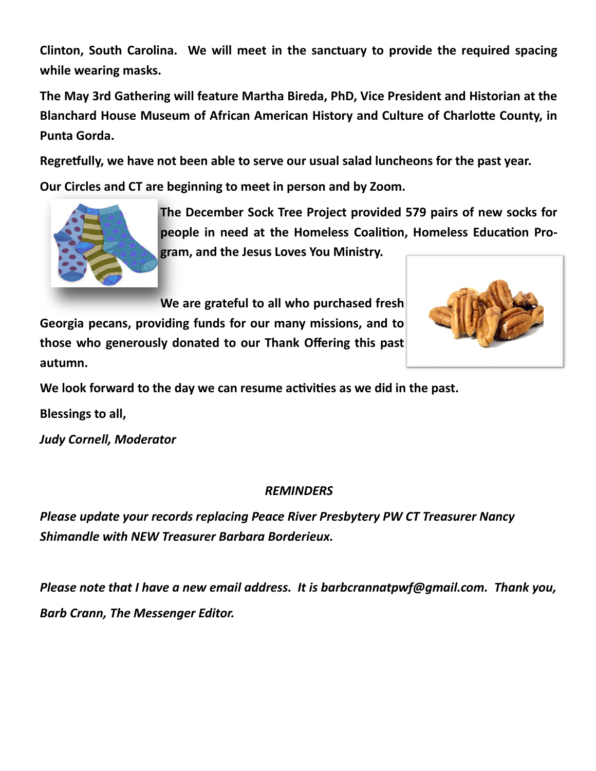**Clinton, South Carolina. We will meet in the sanctuary to provide the required spacing while wearing masks.**

**The May 3rd Gathering will feature Martha Bireda, PhD, Vice President and Historian at the Blanchard House Museum of African American History and Culture of Charlotte County, in Punta Gorda.**

**Regretfully, we have not been able to serve our usual salad luncheons for the past year.**

**Our Circles and CT are beginning to meet in person and by Zoom.**

**The December Sock Tree Project provided 579 pairs of new socks for people in need at the Homeless Coalition, Homeless Education Program, and the Jesus Loves You Ministry.**

**We are grateful to all who purchased fresh Georgia pecans, providing funds for our many missions, and to those who generously donated to our Thank Offering this past autumn.**

**We look forward to the day we can resume activities as we did in the past.**

**Blessings to all,**

***Judy Cornell, Moderator***

***REMINDERS***

***Please update your records replacing Peace River Presbytery PW CT Treasurer Nancy Shimandle with NEW Treasurer Barbara Borderieux.***

***Please note that I have a new email address. It is barbcrannatpwf@gmail.com. Thank you, Barb Crann, The Messenger Editor.***